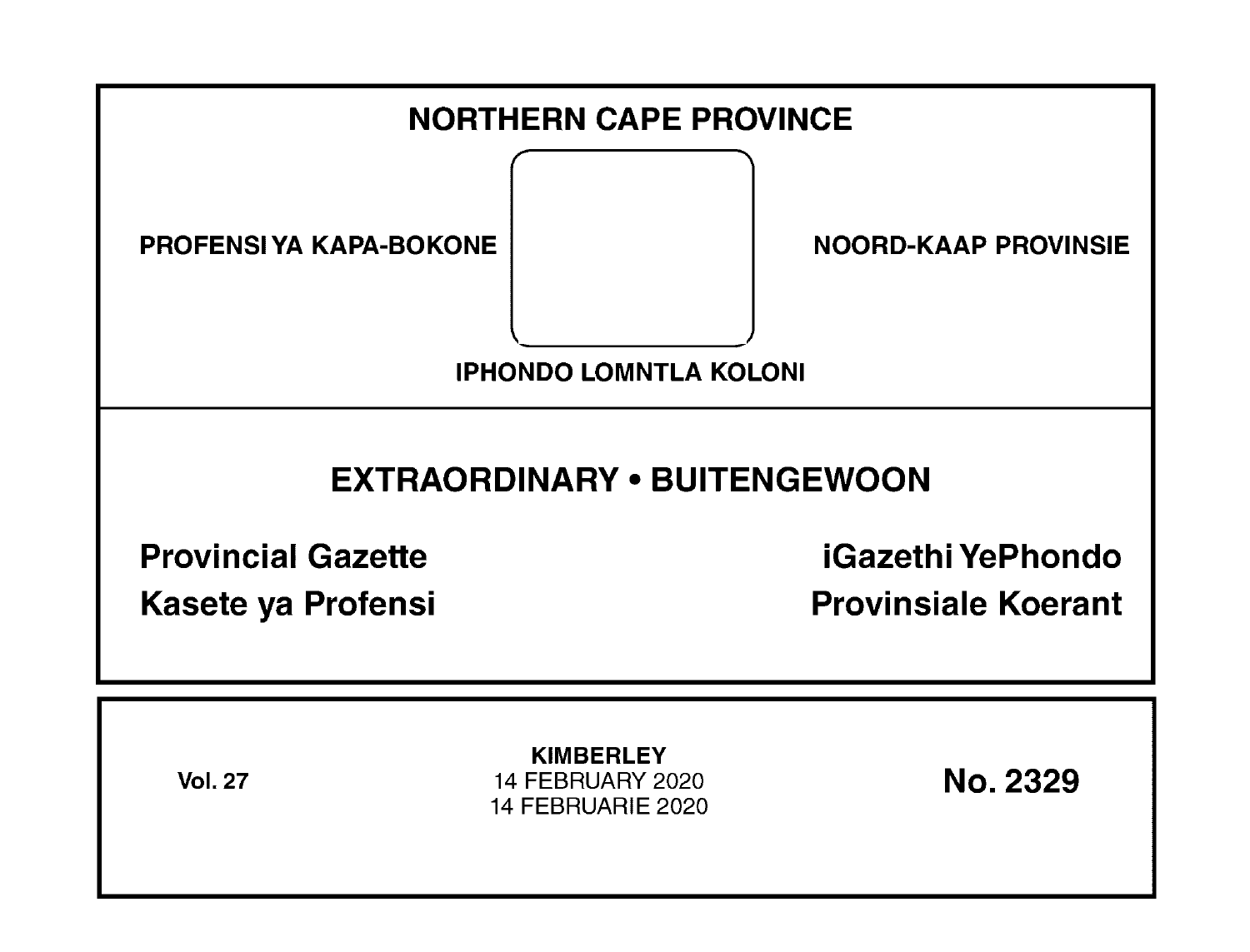# NORTHERN CAPE PROVINCE

PROFENSI YA KAPA-BOKONE

NOORD-KAAP PROVINSIE

IPHONDO LOMNTLA KOLONI

## EXTRAORDINARY • BUITENGEWOON

**Provincial Gazette**

**iGazethi YePhondo**

**Kasete ya Profensi**

**Provinsiale Koerant**

**Vol. 27**

**KIMBERLEY**
14 FEBRUARY 2020
14 FEBRUARIE 2020

**No. 2329**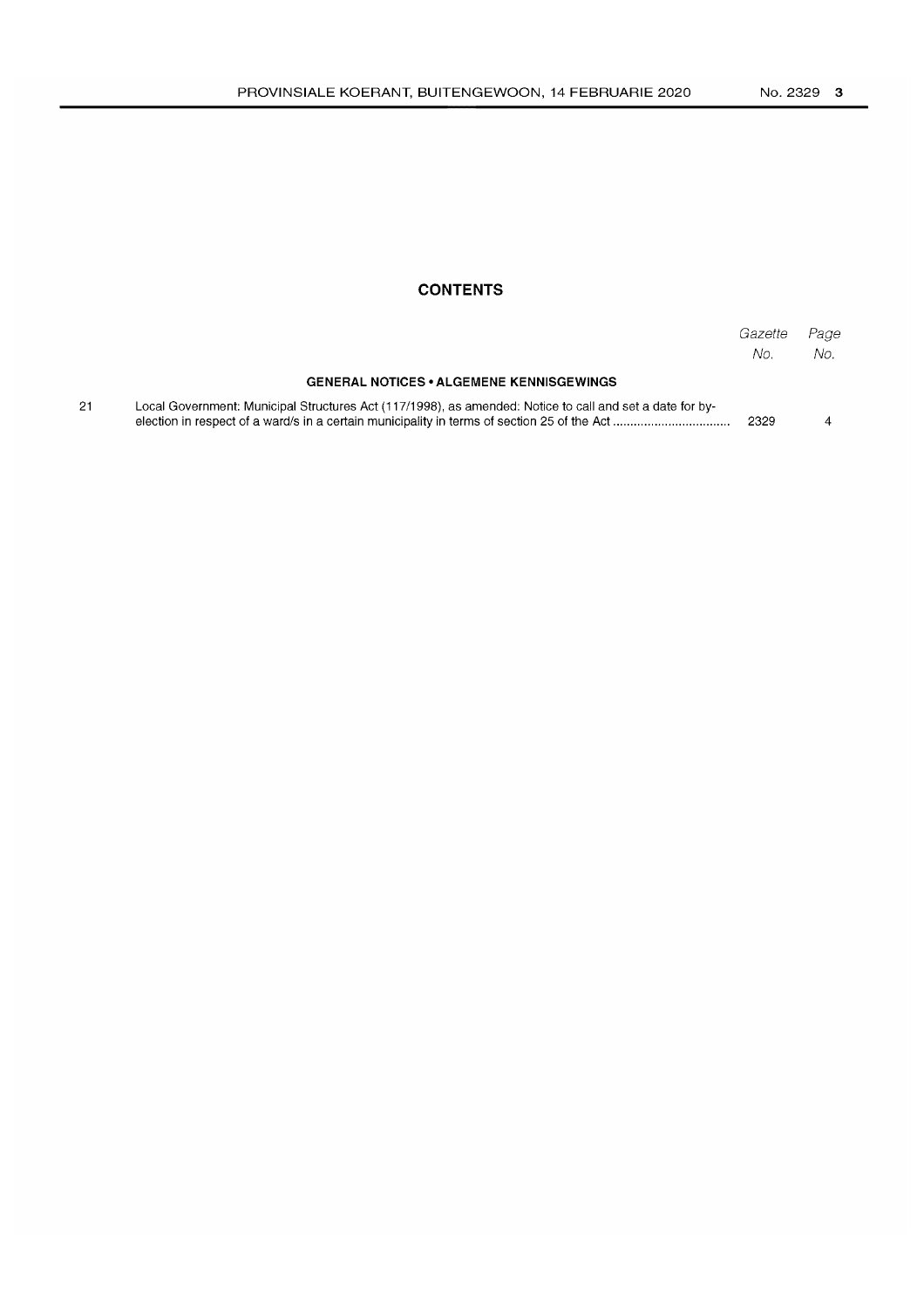## CONTENTS

| | | Gazette No. | Page No. |
|---|---|---|---|
| | **GENERAL NOTICES • ALGEMENE KENNISGEWINGS** | | |
| 21 | Local Government: Municipal Structures Act (117/1998), as amended: Notice to call and set a date for by-election in respect of a ward/s in a certain municipality in terms of section 25 of the Act ................................ | 2329 | 4 |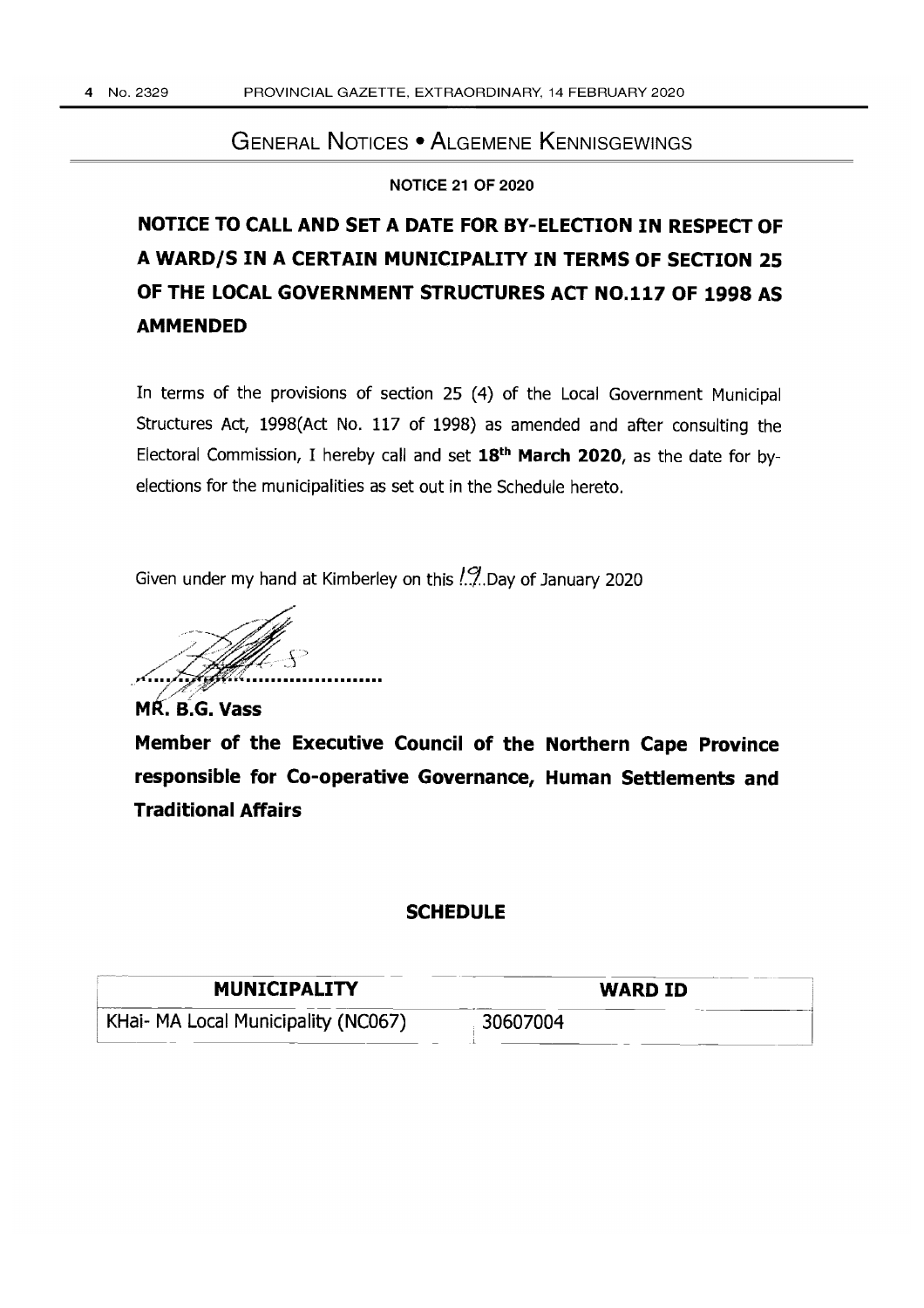## General Notices • Algemene Kennisgewings

**NOTICE 21 OF 2020**

# NOTICE TO CALL AND SET A DATE FOR BY-ELECTION IN RESPECT OF A WARD/S IN A CERTAIN MUNICIPALITY IN TERMS OF SECTION 25 OF THE LOCAL GOVERNMENT STRUCTURES ACT NO.117 OF 1998 AS AMMENDED

In terms of the provisions of section 25 (4) of the Local Government Municipal Structures Act, 1998(Act No. 117 of 1998) as amended and after consulting the Electoral Commission, I hereby call and set **18th March 2020**, as the date for by-elections for the municipalities as set out in the Schedule hereto.

Given under my hand at Kimberley on this 19 Day of January 2020

……………………………………

**MR. B.G. Vass**

**Member of the Executive Council of the Northern Cape Province responsible for Co-operative Governance, Human Settlements and Traditional Affairs**

## SCHEDULE

| MUNICIPALITY | WARD ID |
| --- | --- |
| KHai- MA Local Municipality (NC067) | 30607004 |